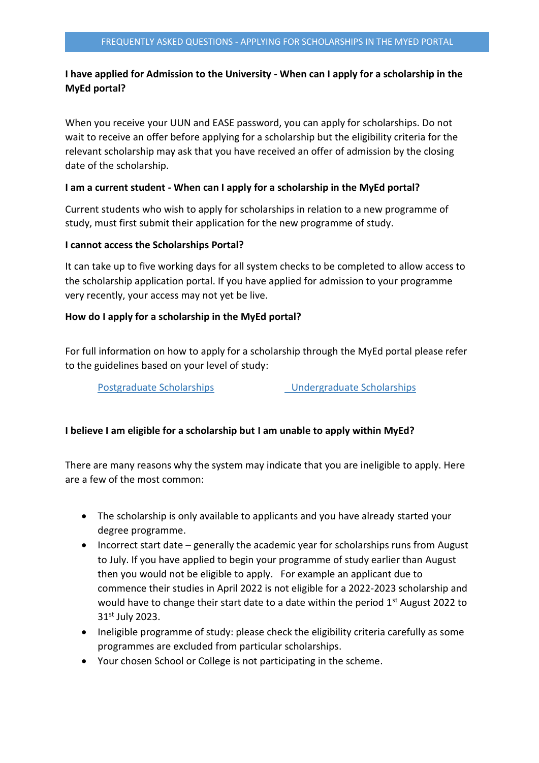# FREQUENTLY ASKED QUESTIONS - APPLYING FOR SCHOLARSHIPS IN THE MYED PORTAL

**I have applied for Admission to the University - When can I apply for a scholarship in the MyEd portal?**

When you receive your UUN and EASE password, you can apply for scholarships. Do not wait to receive an offer before applying for a scholarship but the eligibility criteria for the relevant scholarship may ask that you have received an offer of admission by the closing date of the scholarship.

**I am a current student - When can I apply for a scholarship in the MyEd portal?**

Current students who wish to apply for scholarships in relation to a new programme of study, must first submit their application for the new programme of study.

**I cannot access the Scholarships Portal?**

It can take up to five working days for all system checks to be completed to allow access to the scholarship application portal. If you have applied for admission to your programme very recently, your access may not yet be live.

**How do I apply for a scholarship in the MyEd portal?**

For full information on how to apply for a scholarship through the MyEd portal please refer to the guidelines based on your level of study:

Postgraduate Scholarships | Undergraduate Scholarships

**I believe I am eligible for a scholarship but I am unable to apply within MyEd?**

There are many reasons why the system may indicate that you are ineligible to apply. Here are a few of the most common:

- The scholarship is only available to applicants and you have already started your degree programme.
- Incorrect start date – generally the academic year for scholarships runs from August to July. If you have applied to begin your programme of study earlier than August then you would not be eligible to apply. For example an applicant due to commence their studies in April 2022 is not eligible for a 2022-2023 scholarship and would have to change their start date to a date within the period 1st August 2022 to 31st July 2023.
- Ineligible programme of study: please check the eligibility criteria carefully as some programmes are excluded from particular scholarships.
- Your chosen School or College is not participating in the scheme.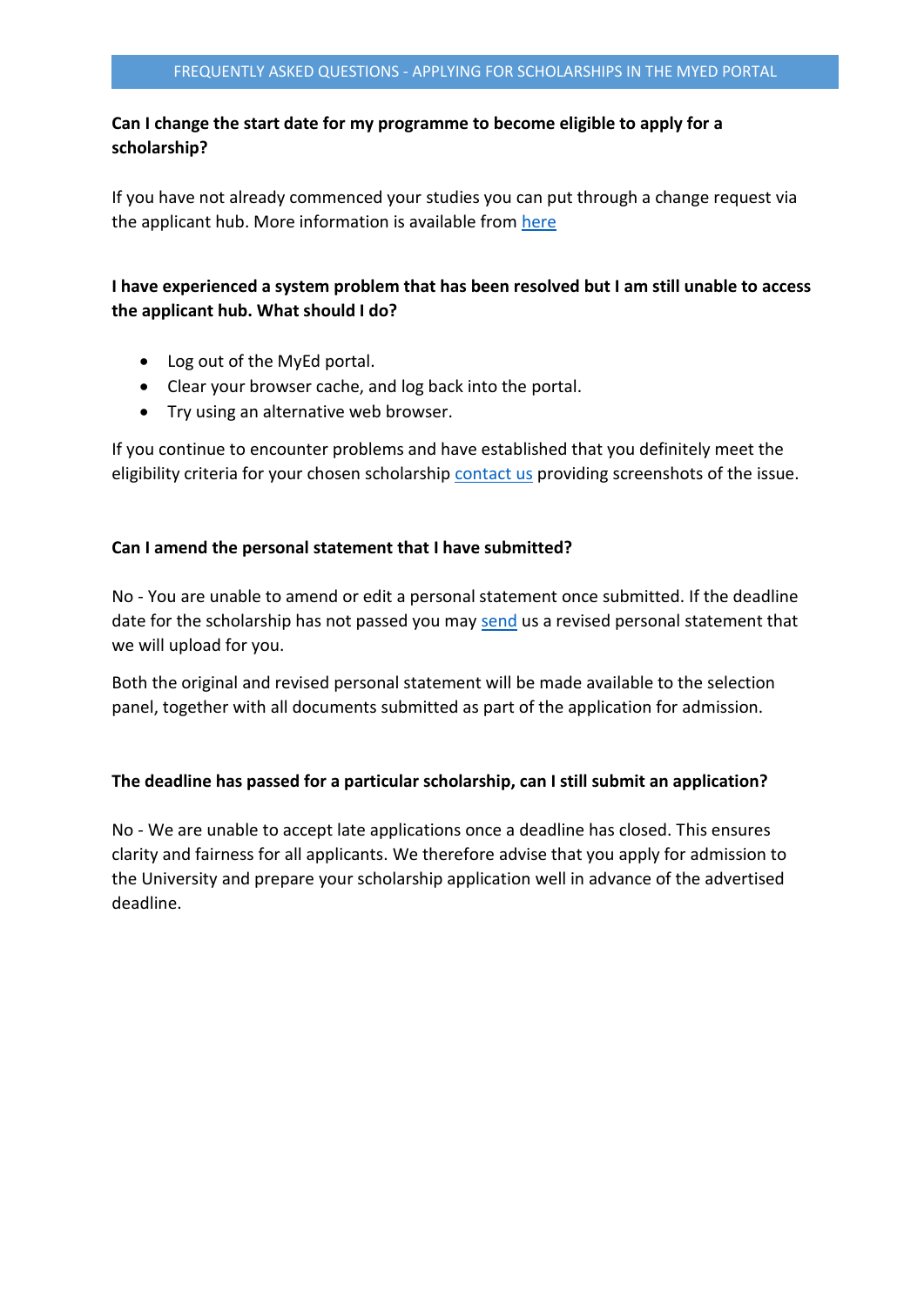**Can I change the start date for my programme to become eligible to apply for a scholarship?**

If you have not already commenced your studies you can put through a change request via the applicant hub. More information is available from here

**I have experienced a system problem that has been resolved but I am still unable to access the applicant hub. What should I do?**

- Log out of the MyEd portal.
- Clear your browser cache, and log back into the portal.
- Try using an alternative web browser.

If you continue to encounter problems and have established that you definitely meet the eligibility criteria for your chosen scholarship contact us providing screenshots of the issue.

**Can I amend the personal statement that I have submitted?**

No - You are unable to amend or edit a personal statement once submitted. If the deadline date for the scholarship has not passed you may send us a revised personal statement that we will upload for you.

Both the original and revised personal statement will be made available to the selection panel, together with all documents submitted as part of the application for admission.

**The deadline has passed for a particular scholarship, can I still submit an application?**

No - We are unable to accept late applications once a deadline has closed. This ensures clarity and fairness for all applicants. We therefore advise that you apply for admission to the University and prepare your scholarship application well in advance of the advertised deadline.